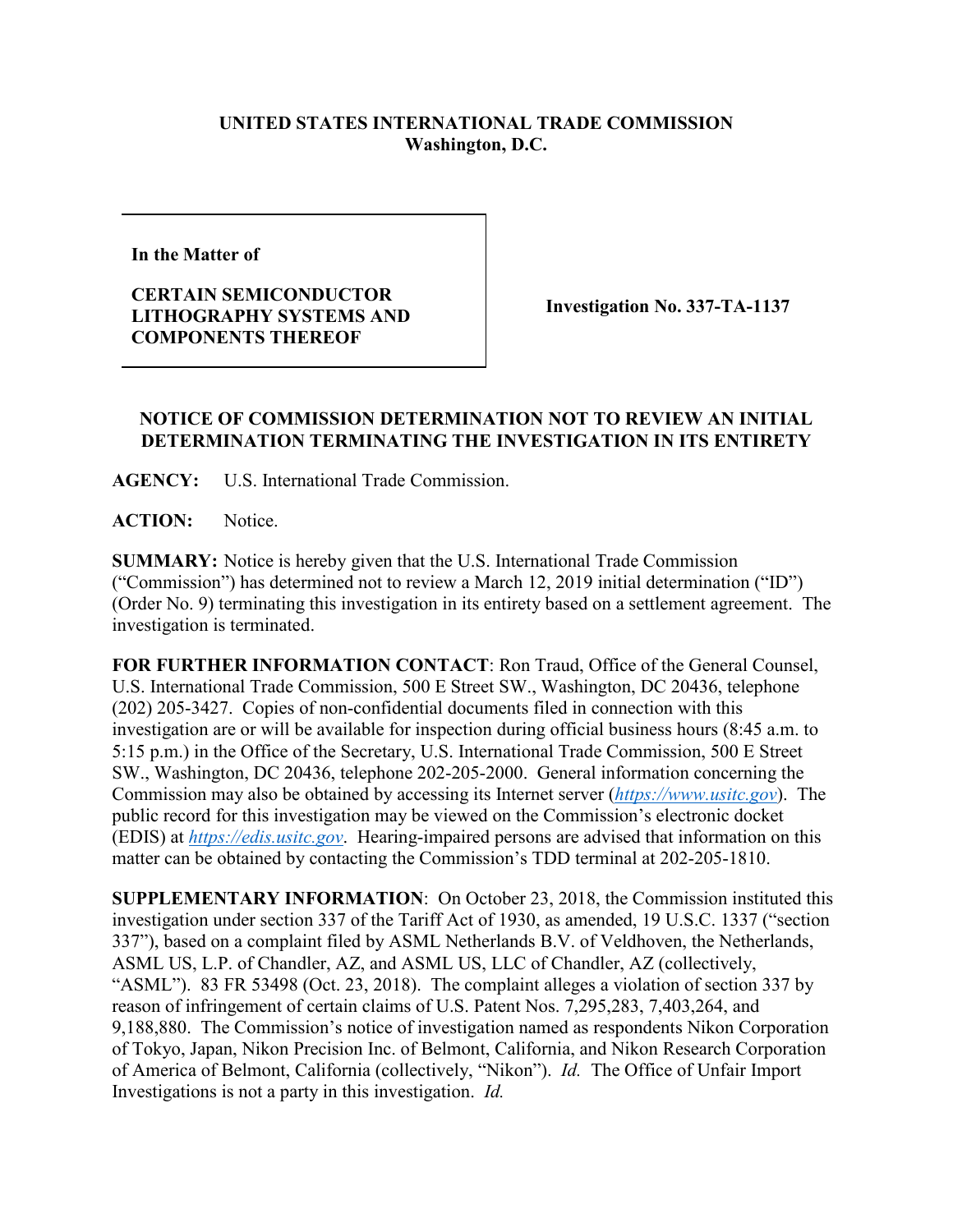**UNITED STATES INTERNATIONAL TRADE COMMISSION**
**Washington, D.C.**

| **In the Matter of**<br><br>**CERTAIN SEMICONDUCTOR LITHOGRAPHY SYSTEMS AND COMPONENTS THEREOF** | **Investigation No. 337-TA-1137** |
|---|---|

## NOTICE OF COMMISSION DETERMINATION NOT TO REVIEW AN INITIAL DETERMINATION TERMINATING THE INVESTIGATION IN ITS ENTIRETY

**AGENCY:** U.S. International Trade Commission.

**ACTION:** Notice.

**SUMMARY:** Notice is hereby given that the U.S. International Trade Commission ("Commission") has determined not to review a March 12, 2019 initial determination ("ID") (Order No. 9) terminating this investigation in its entirety based on a settlement agreement. The investigation is terminated.

**FOR FURTHER INFORMATION CONTACT**: Ron Traud, Office of the General Counsel, U.S. International Trade Commission, 500 E Street SW., Washington, DC 20436, telephone (202) 205-3427. Copies of non-confidential documents filed in connection with this investigation are or will be available for inspection during official business hours (8:45 a.m. to 5:15 p.m.) in the Office of the Secretary, U.S. International Trade Commission, 500 E Street SW., Washington, DC 20436, telephone 202-205-2000. General information concerning the Commission may also be obtained by accessing its Internet server (*https://www.usitc.gov*). The public record for this investigation may be viewed on the Commission's electronic docket (EDIS) at *https://edis.usitc.gov*. Hearing-impaired persons are advised that information on this matter can be obtained by contacting the Commission's TDD terminal at 202-205-1810.

**SUPPLEMENTARY INFORMATION**: On October 23, 2018, the Commission instituted this investigation under section 337 of the Tariff Act of 1930, as amended, 19 U.S.C. 1337 ("section 337"), based on a complaint filed by ASML Netherlands B.V. of Veldhoven, the Netherlands, ASML US, L.P. of Chandler, AZ, and ASML US, LLC of Chandler, AZ (collectively, "ASML"). 83 FR 53498 (Oct. 23, 2018). The complaint alleges a violation of section 337 by reason of infringement of certain claims of U.S. Patent Nos. 7,295,283, 7,403,264, and 9,188,880. The Commission's notice of investigation named as respondents Nikon Corporation of Tokyo, Japan, Nikon Precision Inc. of Belmont, California, and Nikon Research Corporation of America of Belmont, California (collectively, "Nikon"). *Id.* The Office of Unfair Import Investigations is not a party in this investigation. *Id.*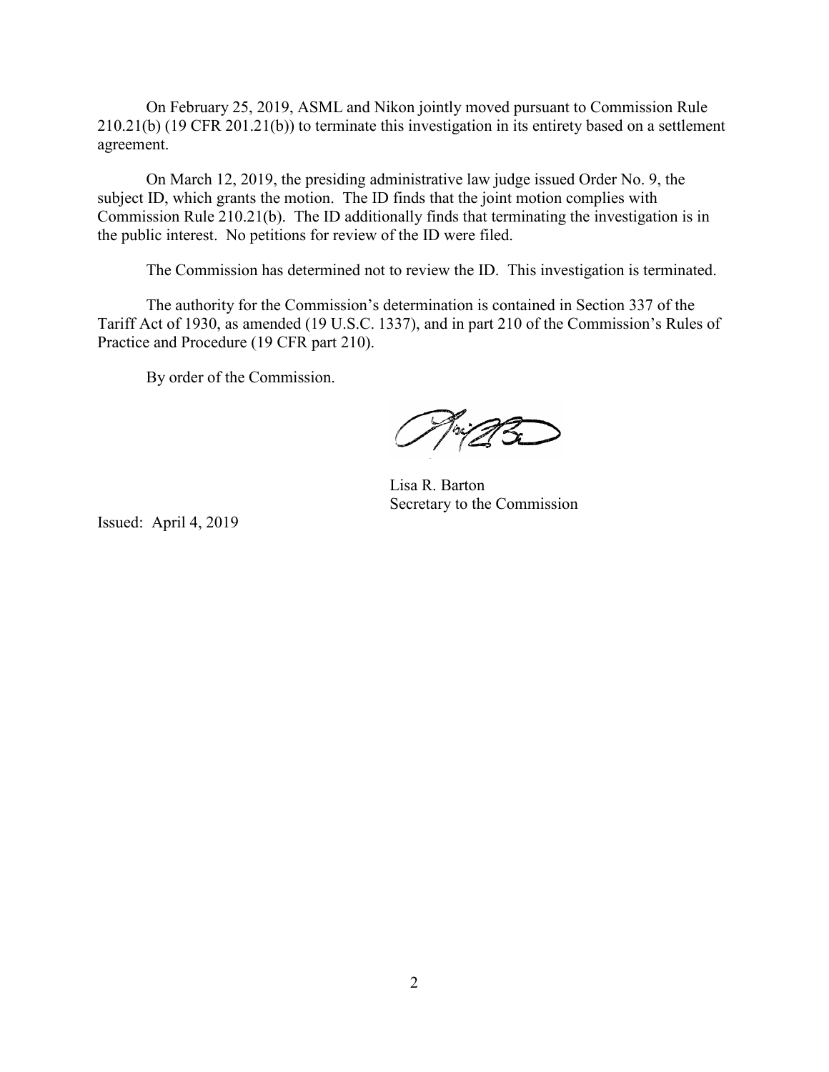On February 25, 2019, ASML and Nikon jointly moved pursuant to Commission Rule 210.21(b) (19 CFR 201.21(b)) to terminate this investigation in its entirety based on a settlement agreement.

On March 12, 2019, the presiding administrative law judge issued Order No. 9, the subject ID, which grants the motion. The ID finds that the joint motion complies with Commission Rule 210.21(b). The ID additionally finds that terminating the investigation is in the public interest. No petitions for review of the ID were filed.

The Commission has determined not to review the ID. This investigation is terminated.

The authority for the Commission's determination is contained in Section 337 of the Tariff Act of 1930, as amended (19 U.S.C. 1337), and in part 210 of the Commission's Rules of Practice and Procedure (19 CFR part 210).

By order of the Commission.

Lisa R. Barton
Secretary to the Commission

Issued: April 4, 2019